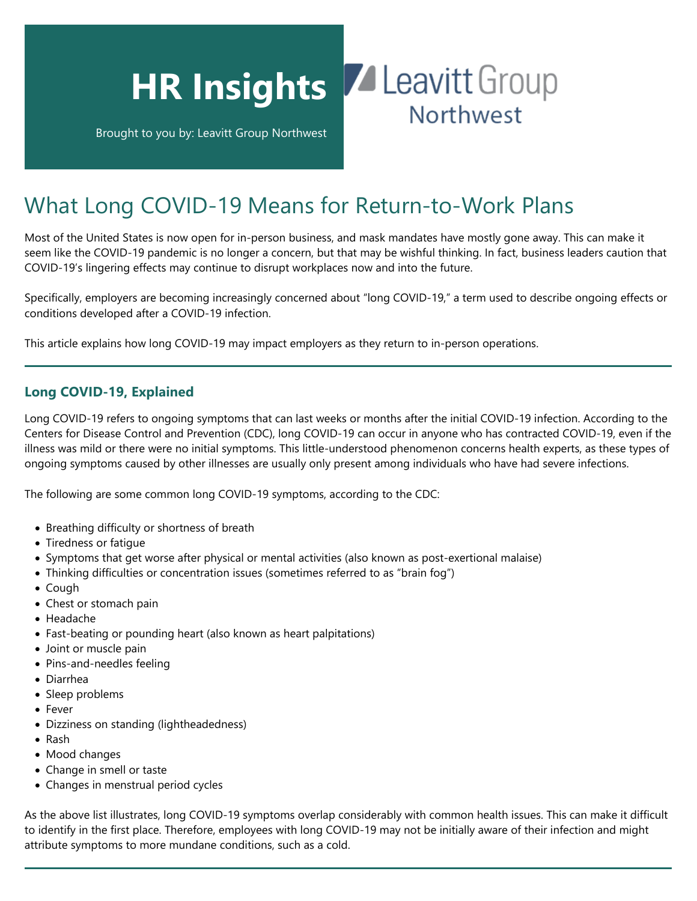# HR Insights

Brought to you by: Leavitt Group Northwest

Leavitt Group Northwest

## What Long COVID-19 Means for Return-to-Work Plans

Most of the United States is now open for in-person business, and mask mandates have mostly gone away. This can make it seem like the COVID-19 pandemic is no longer a concern, but that may be wishful thinking. In fact, business leaders caution that COVID-19's lingering effects may continue to disrupt workplaces now and into the future.

Specifically, employers are becoming increasingly concerned about "long COVID-19," a term used to describe ongoing effects or conditions developed after a COVID-19 infection.

This article explains how long COVID-19 may impact employers as they return to in-person operations.

### Long COVID-19, Explained

Long COVID-19 refers to ongoing symptoms that can last weeks or months after the initial COVID-19 infection. According to the Centers for Disease Control and Prevention (CDC), long COVID-19 can occur in anyone who has contracted COVID-19, even if the illness was mild or there were no initial symptoms. This little-understood phenomenon concerns health experts, as these types of ongoing symptoms caused by other illnesses are usually only present among individuals who have had severe infections.

The following are some common long COVID-19 symptoms, according to the CDC:

- Breathing difficulty or shortness of breath
- Tiredness or fatigue
- Symptoms that get worse after physical or mental activities (also known as post-exertional malaise)
- Thinking difficulties or concentration issues (sometimes referred to as "brain fog")
- Cough
- Chest or stomach pain
- Headache
- Fast-beating or pounding heart (also known as heart palpitations)
- Joint or muscle pain
- Pins-and-needles feeling
- Diarrhea
- Sleep problems
- Fever
- Dizziness on standing (lightheadedness)
- Rash
- Mood changes
- Change in smell or taste
- Changes in menstrual period cycles

As the above list illustrates, long COVID-19 symptoms overlap considerably with common health issues. This can make it difficult to identify in the first place. Therefore, employees with long COVID-19 may not be initially aware of their infection and might attribute symptoms to more mundane conditions, such as a cold.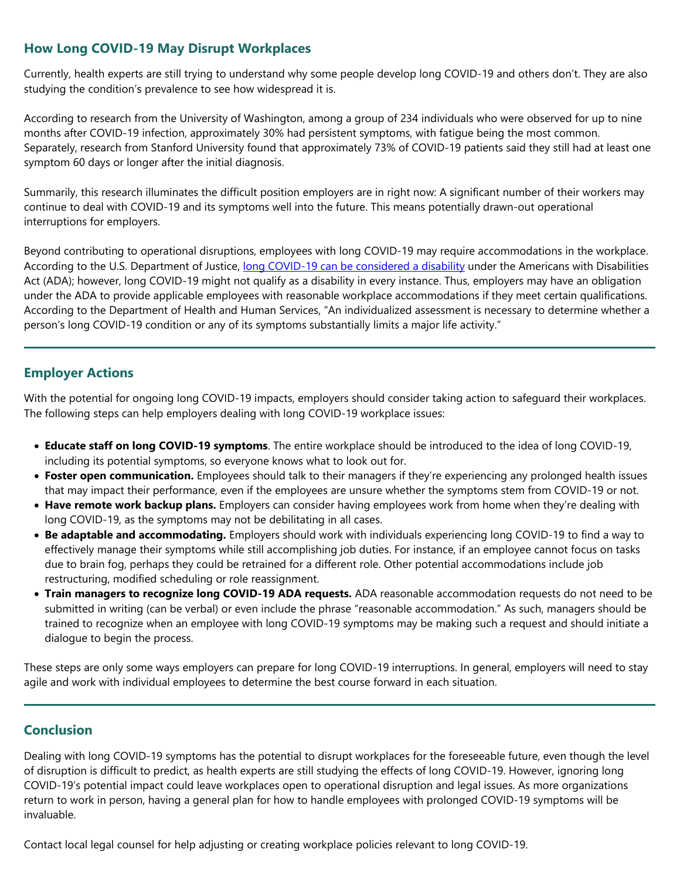## How Long COVID-19 May Disrupt Workplaces

Currently, health experts are still trying to understand why some people develop long COVID-19 and others don't. They are also studying the condition's prevalence to see how widespread it is.

According to research from the University of Washington, among a group of 234 individuals who were observed for up to nine months after COVID-19 infection, approximately 30% had persistent symptoms, with fatigue being the most common. Separately, research from Stanford University found that approximately 73% of COVID-19 patients said they still had at least one symptom 60 days or longer after the initial diagnosis.

Summarily, this research illuminates the difficult position employers are in right now: A significant number of their workers may continue to deal with COVID-19 and its symptoms well into the future. This means potentially drawn-out operational interruptions for employers.

Beyond contributing to operational disruptions, employees with long COVID-19 may require accommodations in the workplace. According to the U.S. Department of Justice, long COVID-19 can be considered a disability under the Americans with Disabilities Act (ADA); however, long COVID-19 might not qualify as a disability in every instance. Thus, employers may have an obligation under the ADA to provide applicable employees with reasonable workplace accommodations if they meet certain qualifications. According to the Department of Health and Human Services, "An individualized assessment is necessary to determine whether a person's long COVID-19 condition or any of its symptoms substantially limits a major life activity."

## Employer Actions

With the potential for ongoing long COVID-19 impacts, employers should consider taking action to safeguard their workplaces. The following steps can help employers dealing with long COVID-19 workplace issues:

- **Educate staff on long COVID-19 symptoms**. The entire workplace should be introduced to the idea of long COVID-19, including its potential symptoms, so everyone knows what to look out for.
- **Foster open communication.** Employees should talk to their managers if they're experiencing any prolonged health issues that may impact their performance, even if the employees are unsure whether the symptoms stem from COVID-19 or not.
- **Have remote work backup plans.** Employers can consider having employees work from home when they're dealing with long COVID-19, as the symptoms may not be debilitating in all cases.
- **Be adaptable and accommodating.** Employers should work with individuals experiencing long COVID-19 to find a way to effectively manage their symptoms while still accomplishing job duties. For instance, if an employee cannot focus on tasks due to brain fog, perhaps they could be retrained for a different role. Other potential accommodations include job restructuring, modified scheduling or role reassignment.
- **Train managers to recognize long COVID-19 ADA requests.** ADA reasonable accommodation requests do not need to be submitted in writing (can be verbal) or even include the phrase "reasonable accommodation." As such, managers should be trained to recognize when an employee with long COVID-19 symptoms may be making such a request and should initiate a dialogue to begin the process.

These steps are only some ways employers can prepare for long COVID-19 interruptions. In general, employers will need to stay agile and work with individual employees to determine the best course forward in each situation.

## Conclusion

Dealing with long COVID-19 symptoms has the potential to disrupt workplaces for the foreseeable future, even though the level of disruption is difficult to predict, as health experts are still studying the effects of long COVID-19. However, ignoring long COVID-19's potential impact could leave workplaces open to operational disruption and legal issues. As more organizations return to work in person, having a general plan for how to handle employees with prolonged COVID-19 symptoms will be invaluable.

Contact local legal counsel for help adjusting or creating workplace policies relevant to long COVID-19.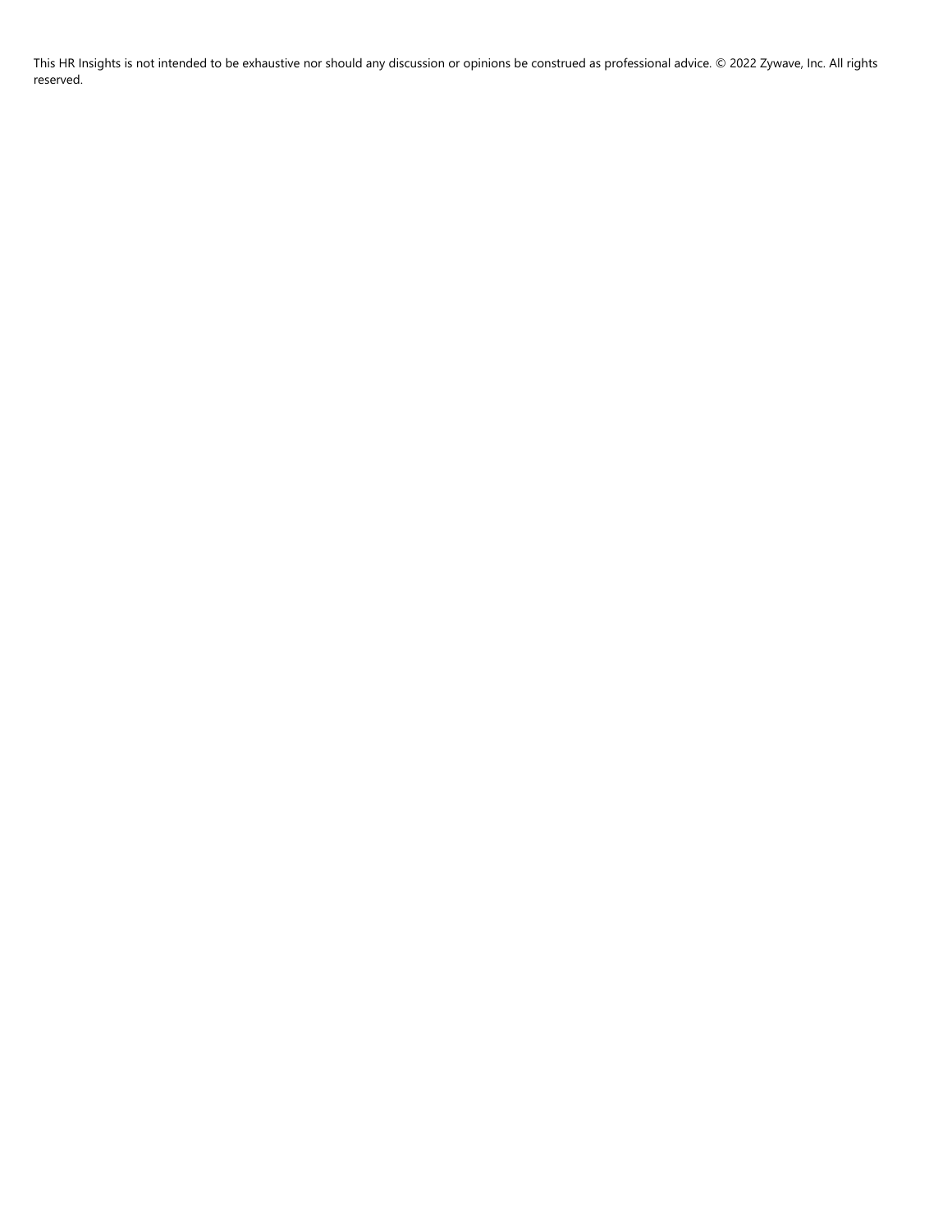This HR Insights is not intended to be exhaustive nor should any discussion or opinions be construed as professional advice. © 2022 Zywave, Inc. All rights reserved.